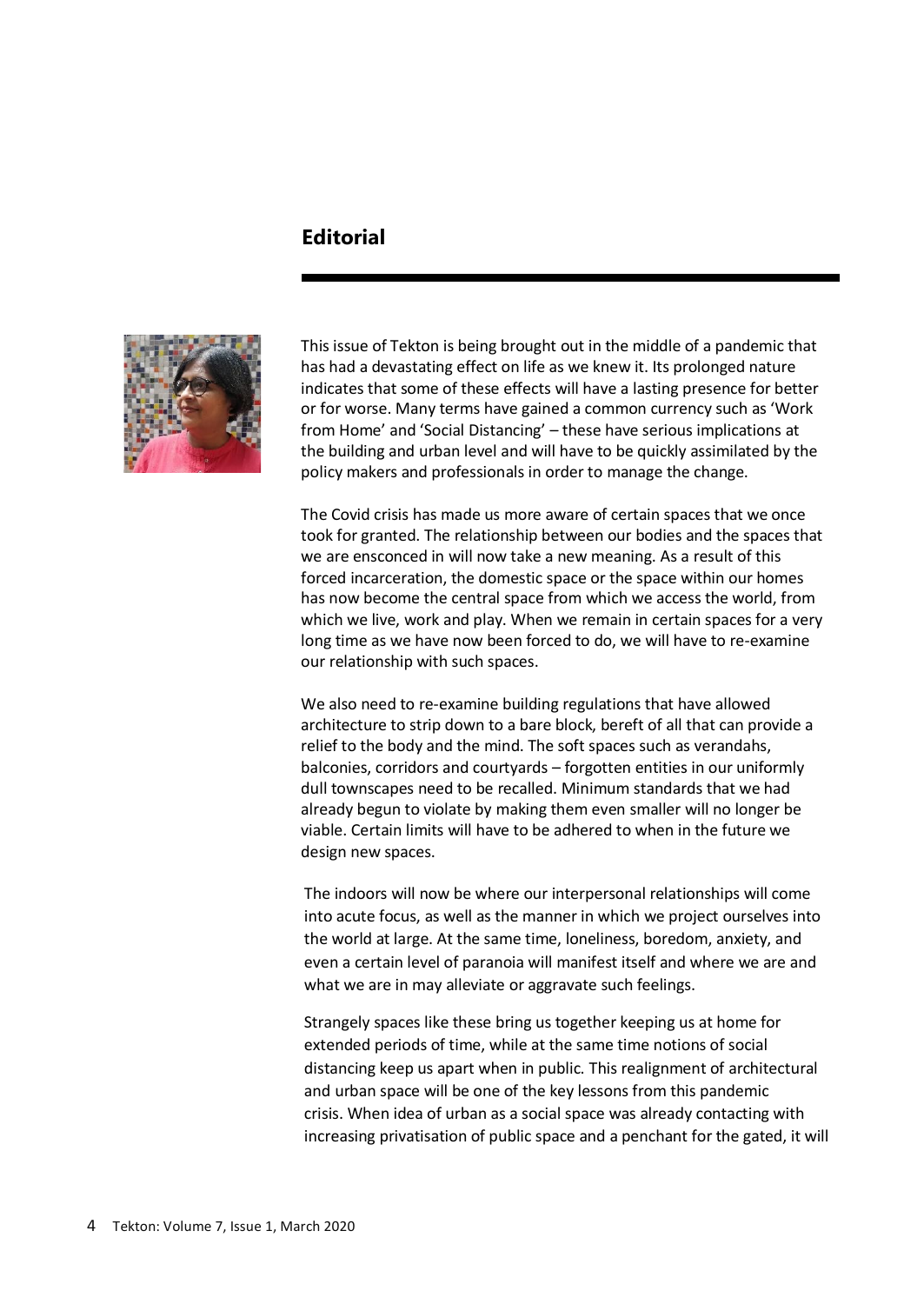## Editorial

This issue of Tekton is being brought out in the middle of a pandemic that has had a devastating effect on life as we knew it. Its prolonged nature indicates that some of these effects will have a lasting presence for better or for worse. Many terms have gained a common currency such as 'Work from Home' and 'Social Distancing' – these have serious implications at the building and urban level and will have to be quickly assimilated by the policy makers and professionals in order to manage the change.

The Covid crisis has made us more aware of certain spaces that we once took for granted. The relationship between our bodies and the spaces that we are ensconced in will now take a new meaning. As a result of this forced incarceration, the domestic space or the space within our homes has now become the central space from which we access the world, from which we live, work and play. When we remain in certain spaces for a very long time as we have now been forced to do, we will have to re-examine our relationship with such spaces.

We also need to re-examine building regulations that have allowed architecture to strip down to a bare block, bereft of all that can provide a relief to the body and the mind. The soft spaces such as verandahs, balconies, corridors and courtyards – forgotten entities in our uniformly dull townscapes need to be recalled. Minimum standards that we had already begun to violate by making them even smaller will no longer be viable. Certain limits will have to be adhered to when in the future we design new spaces.

The indoors will now be where our interpersonal relationships will come into acute focus, as well as the manner in which we project ourselves into the world at large. At the same time, loneliness, boredom, anxiety, and even a certain level of paranoia will manifest itself and where we are and what we are in may alleviate or aggravate such feelings.

Strangely spaces like these bring us together keeping us at home for extended periods of time, while at the same time notions of social distancing keep us apart when in public. This realignment of architectural and urban space will be one of the key lessons from this pandemic crisis. When idea of urban as a social space was already contacting with increasing privatisation of public space and a penchant for the gated, it will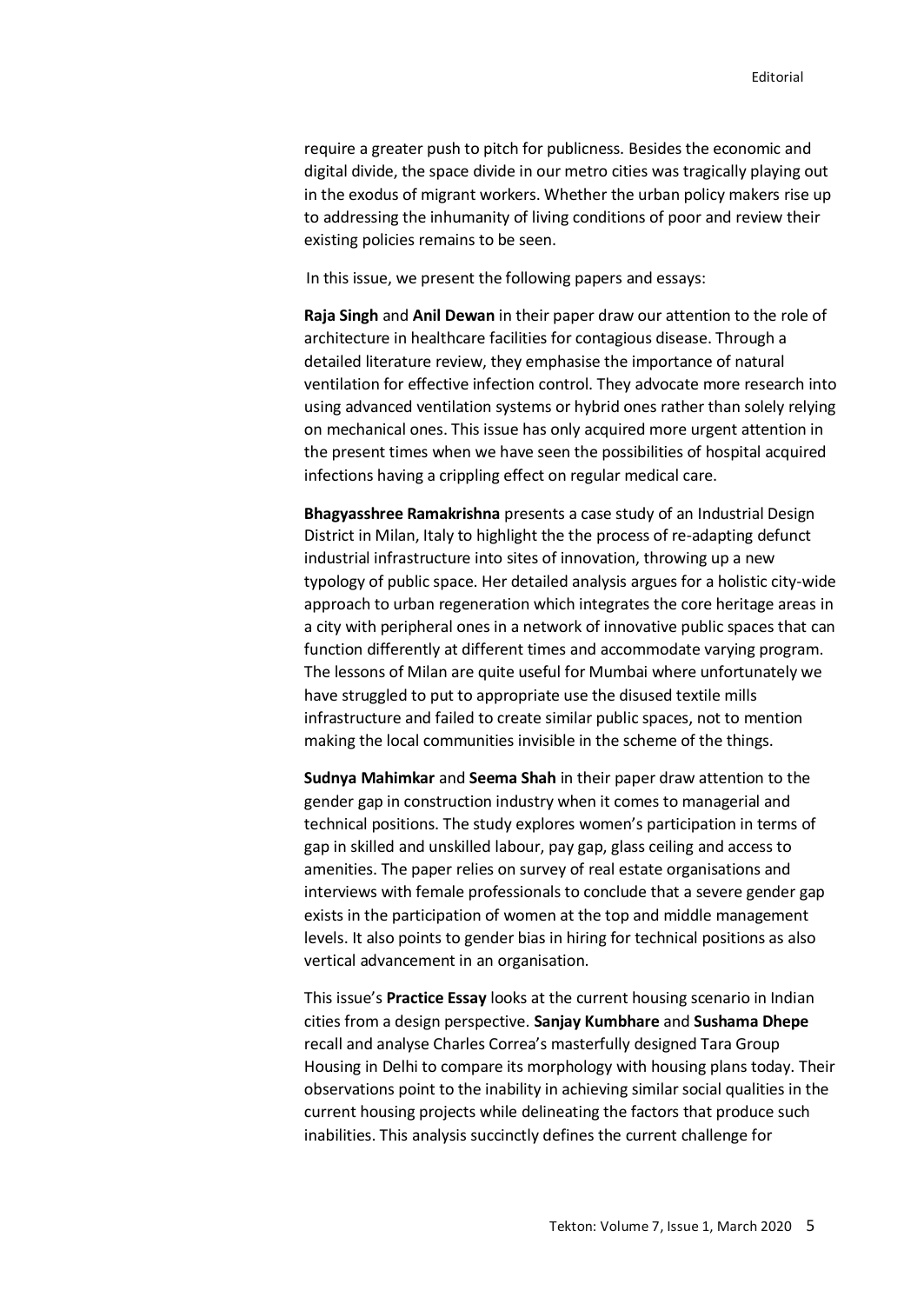require a greater push to pitch for publicness. Besides the economic and digital divide, the space divide in our metro cities was tragically playing out in the exodus of migrant workers. Whether the urban policy makers rise up to addressing the inhumanity of living conditions of poor and review their existing policies remains to be seen.

In this issue, we present the following papers and essays:

**Raja Singh** and **Anil Dewan** in their paper draw our attention to the role of architecture in healthcare facilities for contagious disease. Through a detailed literature review, they emphasise the importance of natural ventilation for effective infection control. They advocate more research into using advanced ventilation systems or hybrid ones rather than solely relying on mechanical ones. This issue has only acquired more urgent attention in the present times when we have seen the possibilities of hospital acquired infections having a crippling effect on regular medical care.

**Bhagyasshree Ramakrishna** presents a case study of an Industrial Design District in Milan, Italy to highlight the the process of re-adapting defunct industrial infrastructure into sites of innovation, throwing up a new typology of public space. Her detailed analysis argues for a holistic city-wide approach to urban regeneration which integrates the core heritage areas in a city with peripheral ones in a network of innovative public spaces that can function differently at different times and accommodate varying program. The lessons of Milan are quite useful for Mumbai where unfortunately we have struggled to put to appropriate use the disused textile mills infrastructure and failed to create similar public spaces, not to mention making the local communities invisible in the scheme of the things.

**Sudnya Mahimkar** and **Seema Shah** in their paper draw attention to the gender gap in construction industry when it comes to managerial and technical positions. The study explores women's participation in terms of gap in skilled and unskilled labour, pay gap, glass ceiling and access to amenities. The paper relies on survey of real estate organisations and interviews with female professionals to conclude that a severe gender gap exists in the participation of women at the top and middle management levels. It also points to gender bias in hiring for technical positions as also vertical advancement in an organisation.

This issue's **Practice Essay** looks at the current housing scenario in Indian cities from a design perspective. **Sanjay Kumbhare** and **Sushama Dhepe** recall and analyse Charles Correa's masterfully designed Tara Group Housing in Delhi to compare its morphology with housing plans today. Their observations point to the inability in achieving similar social qualities in the current housing projects while delineating the factors that produce such inabilities. This analysis succinctly defines the current challenge for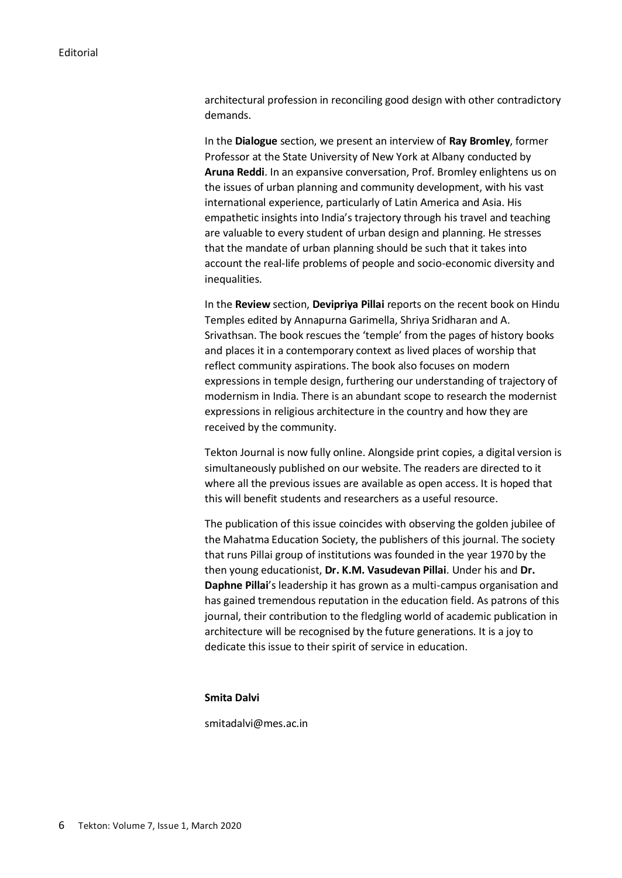architectural profession in reconciling good design with other contradictory demands.

In the **Dialogue** section, we present an interview of **Ray Bromley**, former Professor at the State University of New York at Albany conducted by **Aruna Reddi**. In an expansive conversation, Prof. Bromley enlightens us on the issues of urban planning and community development, with his vast international experience, particularly of Latin America and Asia. His empathetic insights into India's trajectory through his travel and teaching are valuable to every student of urban design and planning. He stresses that the mandate of urban planning should be such that it takes into account the real-life problems of people and socio-economic diversity and inequalities.

In the **Review** section, **Devipriya Pillai** reports on the recent book on Hindu Temples edited by Annapurna Garimella, Shriya Sridharan and A. Srivathsan. The book rescues the 'temple' from the pages of history books and places it in a contemporary context as lived places of worship that reflect community aspirations. The book also focuses on modern expressions in temple design, furthering our understanding of trajectory of modernism in India. There is an abundant scope to research the modernist expressions in religious architecture in the country and how they are received by the community.

Tekton Journal is now fully online. Alongside print copies, a digital version is simultaneously published on our website. The readers are directed to it where all the previous issues are available as open access. It is hoped that this will benefit students and researchers as a useful resource.

The publication of this issue coincides with observing the golden jubilee of the Mahatma Education Society, the publishers of this journal. The society that runs Pillai group of institutions was founded in the year 1970 by the then young educationist, **Dr. K.M. Vasudevan Pillai**. Under his and **Dr. Daphne Pillai**'s leadership it has grown as a multi-campus organisation and has gained tremendous reputation in the education field. As patrons of this journal, their contribution to the fledgling world of academic publication in architecture will be recognised by the future generations. It is a joy to dedicate this issue to their spirit of service in education.

**Smita Dalvi**

smitadalvi@mes.ac.in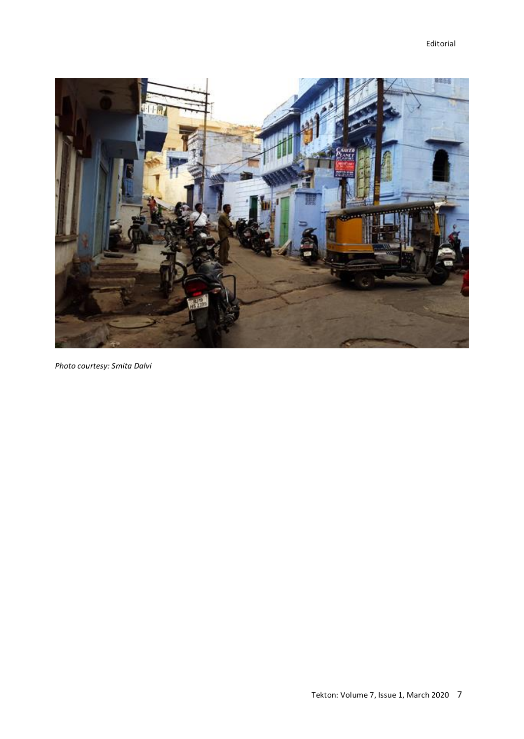*Photo courtesy: Smita Dalvi*